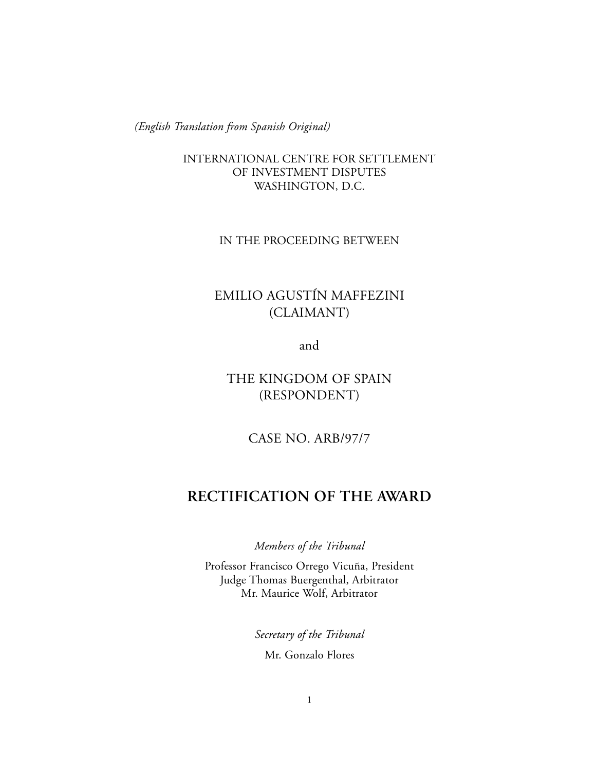*(English Translation from Spanish Original)*

INTERNATIONAL CENTRE FOR SETTLEMENT
OF INVESTMENT DISPUTES
WASHINGTON, D.C.

IN THE PROCEEDING BETWEEN

EMILIO AGUSTÍN MAFFEZINI
(CLAIMANT)

and

THE KINGDOM OF SPAIN
(RESPONDENT)

CASE NO. ARB/97/7

# RECTIFICATION OF THE AWARD

*Members of the Tribunal*

Professor Francisco Orrego Vicuña, President
Judge Thomas Buergenthal, Arbitrator
Mr. Maurice Wolf, Arbitrator

*Secretary of the Tribunal*

Mr. Gonzalo Flores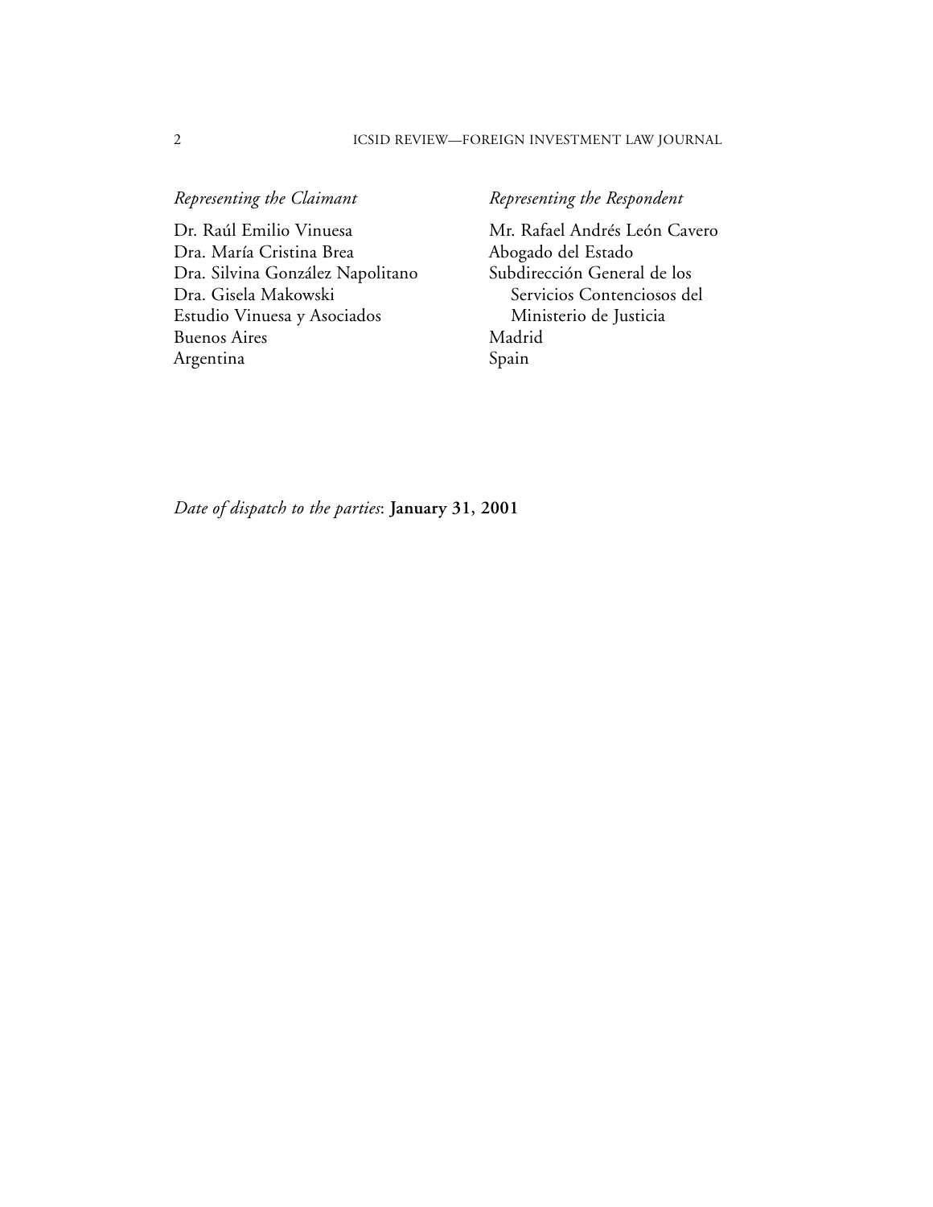*Representing the Claimant*

Dr. Raúl Emilio Vinuesa
Dra. María Cristina Brea
Dra. Silvina González Napolitano
Dra. Gisela Makowski
Estudio Vinuesa y Asociados
Buenos Aires
Argentina

*Representing the Respondent*

Mr. Rafael Andrés León Cavero
Abogado del Estado
Subdirección General de los Servicios Contenciosos del Ministerio de Justicia
Madrid
Spain

*Date of dispatch to the parties*: **January 31, 2001**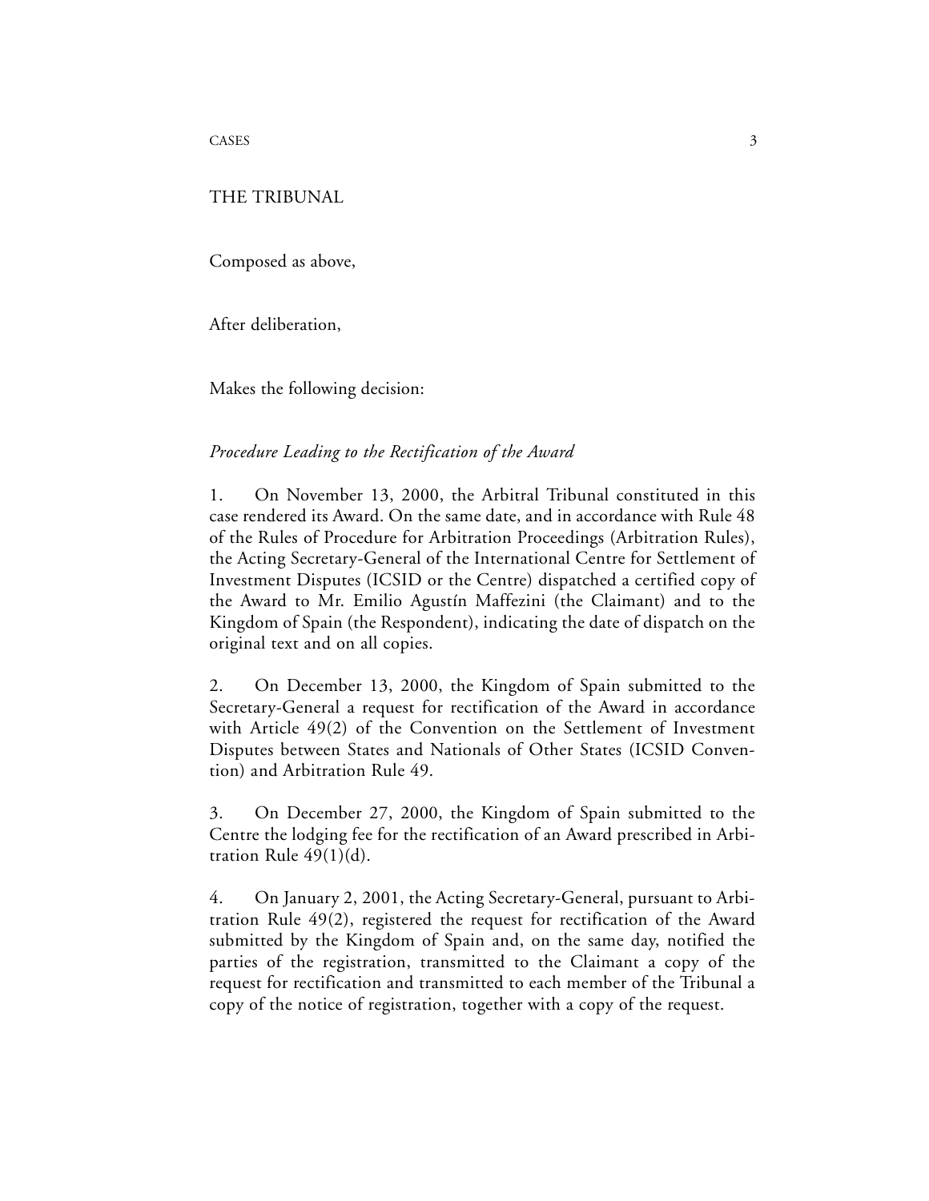THE TRIBUNAL

Composed as above,

After deliberation,

Makes the following decision:

*Procedure Leading to the Rectification of the Award*

1. On November 13, 2000, the Arbitral Tribunal constituted in this case rendered its Award. On the same date, and in accordance with Rule 48 of the Rules of Procedure for Arbitration Proceedings (Arbitration Rules), the Acting Secretary-General of the International Centre for Settlement of Investment Disputes (ICSID or the Centre) dispatched a certified copy of the Award to Mr. Emilio Agustín Maffezini (the Claimant) and to the Kingdom of Spain (the Respondent), indicating the date of dispatch on the original text and on all copies.

2. On December 13, 2000, the Kingdom of Spain submitted to the Secretary-General a request for rectification of the Award in accordance with Article 49(2) of the Convention on the Settlement of Investment Disputes between States and Nationals of Other States (ICSID Convention) and Arbitration Rule 49.

3. On December 27, 2000, the Kingdom of Spain submitted to the Centre the lodging fee for the rectification of an Award prescribed in Arbitration Rule 49(1)(d).

4. On January 2, 2001, the Acting Secretary-General, pursuant to Arbitration Rule 49(2), registered the request for rectification of the Award submitted by the Kingdom of Spain and, on the same day, notified the parties of the registration, transmitted to the Claimant a copy of the request for rectification and transmitted to each member of the Tribunal a copy of the notice of registration, together with a copy of the request.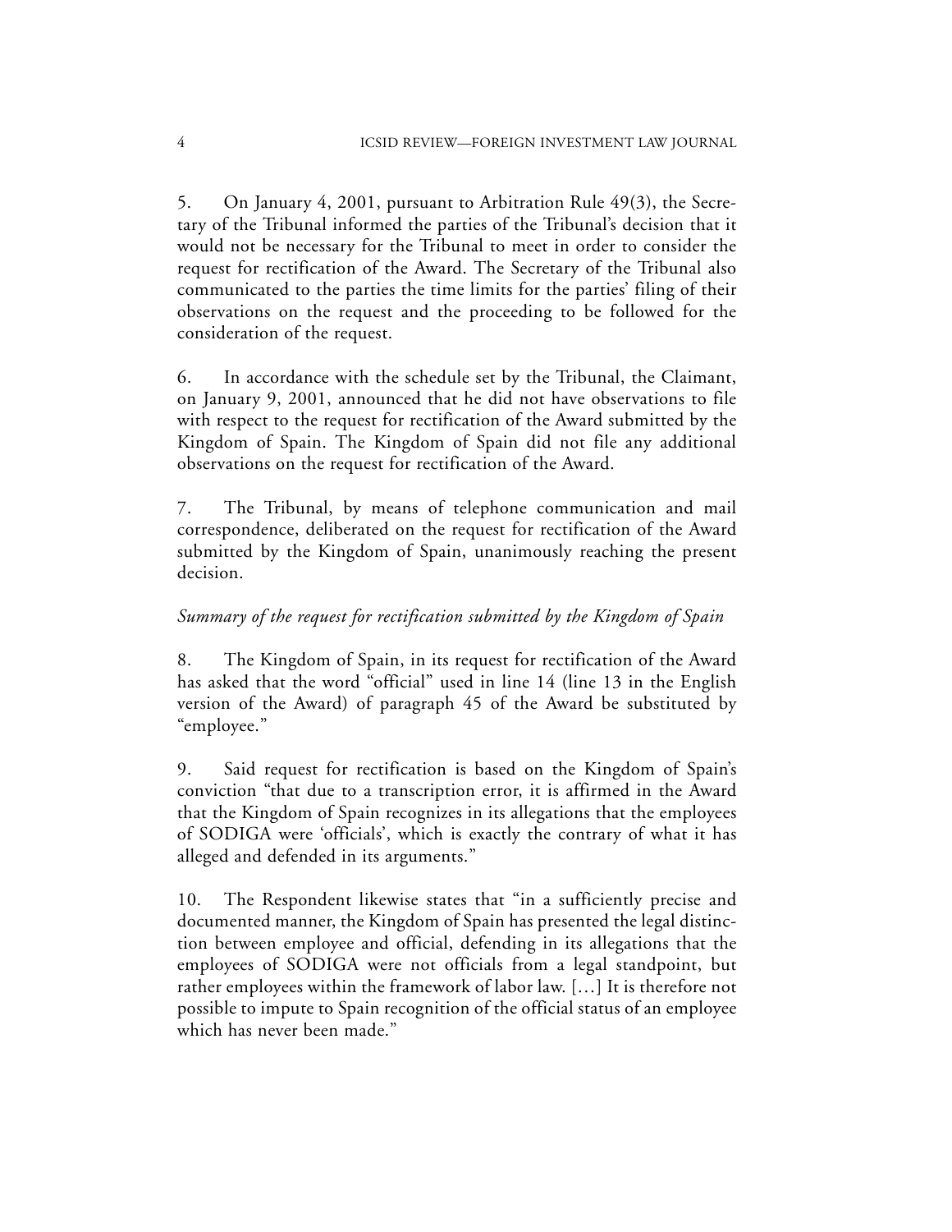5. On January 4, 2001, pursuant to Arbitration Rule 49(3), the Secretary of the Tribunal informed the parties of the Tribunal's decision that it would not be necessary for the Tribunal to meet in order to consider the request for rectification of the Award. The Secretary of the Tribunal also communicated to the parties the time limits for the parties' filing of their observations on the request and the proceeding to be followed for the consideration of the request.

6. In accordance with the schedule set by the Tribunal, the Claimant, on January 9, 2001, announced that he did not have observations to file with respect to the request for rectification of the Award submitted by the Kingdom of Spain. The Kingdom of Spain did not file any additional observations on the request for rectification of the Award.

7. The Tribunal, by means of telephone communication and mail correspondence, deliberated on the request for rectification of the Award submitted by the Kingdom of Spain, unanimously reaching the present decision.

*Summary of the request for rectification submitted by the Kingdom of Spain*

8. The Kingdom of Spain, in its request for rectification of the Award has asked that the word "official" used in line 14 (line 13 in the English version of the Award) of paragraph 45 of the Award be substituted by "employee."

9. Said request for rectification is based on the Kingdom of Spain's conviction "that due to a transcription error, it is affirmed in the Award that the Kingdom of Spain recognizes in its allegations that the employees of SODIGA were 'officials', which is exactly the contrary of what it has alleged and defended in its arguments."

10. The Respondent likewise states that "in a sufficiently precise and documented manner, the Kingdom of Spain has presented the legal distinction between employee and official, defending in its allegations that the employees of SODIGA were not officials from a legal standpoint, but rather employees within the framework of labor law. […] It is therefore not possible to impute to Spain recognition of the official status of an employee which has never been made."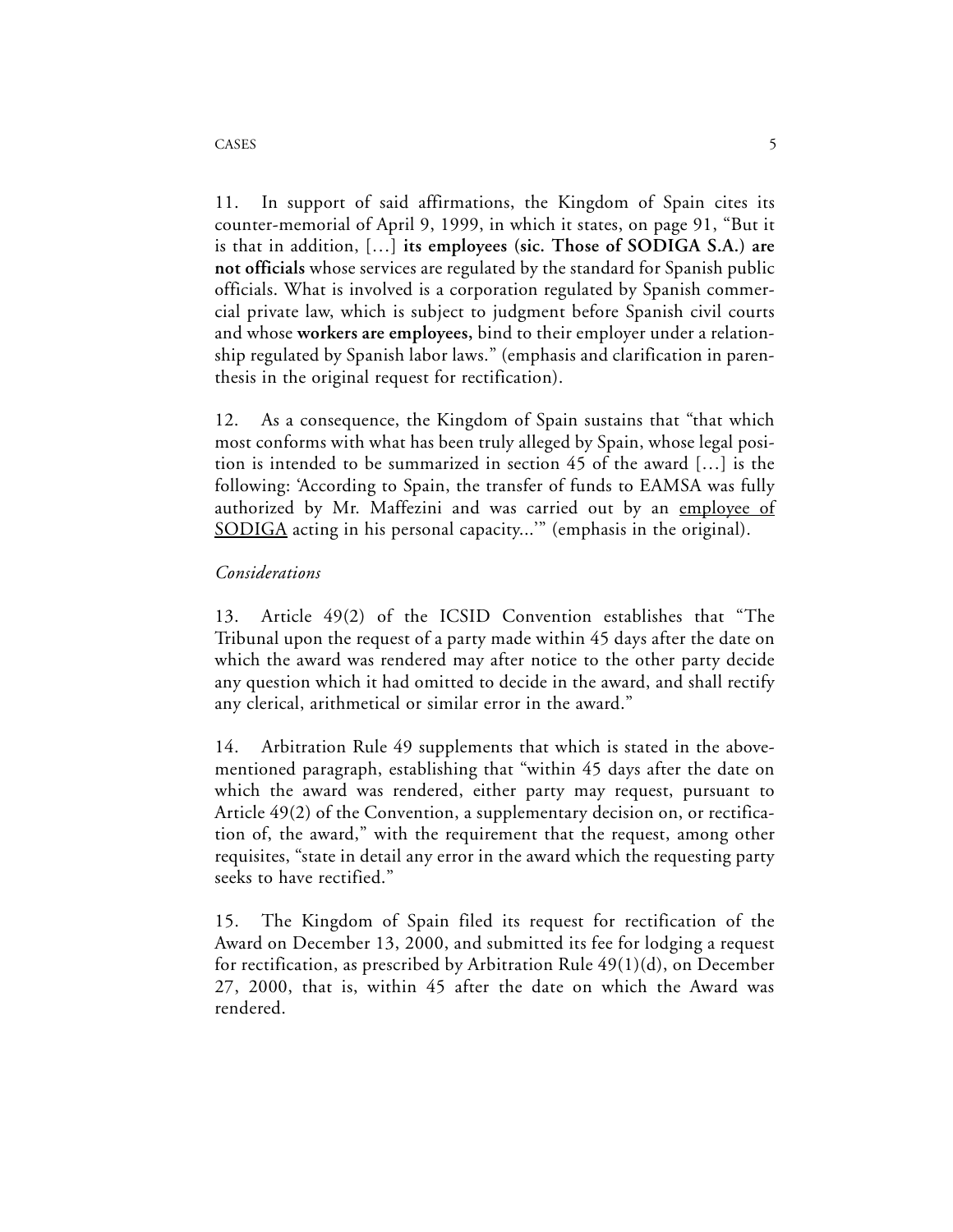11. In support of said affirmations, the Kingdom of Spain cites its counter-memorial of April 9, 1999, in which it states, on page 91, "But it is that in addition, […] **its employees (sic. Those of SODIGA S.A.) are not officials** whose services are regulated by the standard for Spanish public officials. What is involved is a corporation regulated by Spanish commercial private law, which is subject to judgment before Spanish civil courts and whose **workers are employees,** bind to their employer under a relationship regulated by Spanish labor laws." (emphasis and clarification in parenthesis in the original request for rectification).

12. As a consequence, the Kingdom of Spain sustains that "that which most conforms with what has been truly alleged by Spain, whose legal position is intended to be summarized in section 45 of the award […] is the following: 'According to Spain, the transfer of funds to EAMSA was fully authorized by Mr. Maffezini and was carried out by an <u>employee of SODIGA</u> acting in his personal capacity...'" (emphasis in the original).

*Considerations*

13. Article 49(2) of the ICSID Convention establishes that "The Tribunal upon the request of a party made within 45 days after the date on which the award was rendered may after notice to the other party decide any question which it had omitted to decide in the award, and shall rectify any clerical, arithmetical or similar error in the award."

14. Arbitration Rule 49 supplements that which is stated in the above-mentioned paragraph, establishing that "within 45 days after the date on which the award was rendered, either party may request, pursuant to Article 49(2) of the Convention, a supplementary decision on, or rectification of, the award," with the requirement that the request, among other requisites, "state in detail any error in the award which the requesting party seeks to have rectified."

15. The Kingdom of Spain filed its request for rectification of the Award on December 13, 2000, and submitted its fee for lodging a request for rectification, as prescribed by Arbitration Rule 49(1)(d), on December 27, 2000, that is, within 45 after the date on which the Award was rendered.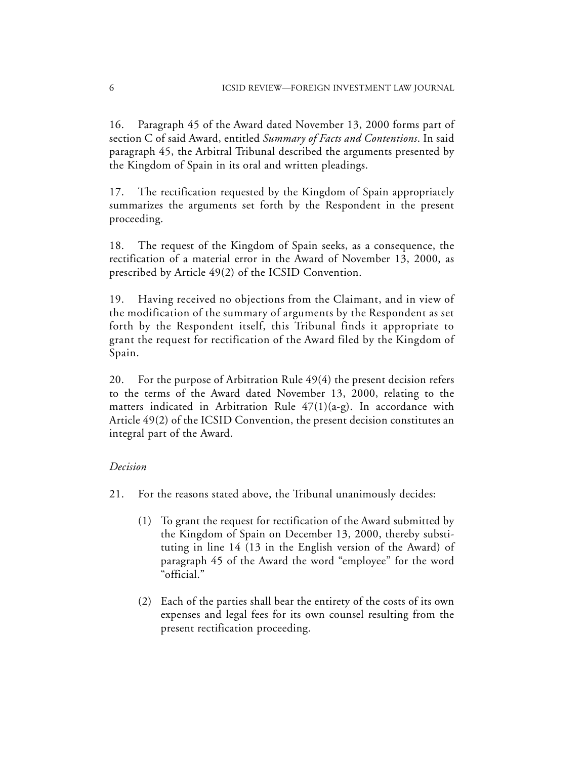16. Paragraph 45 of the Award dated November 13, 2000 forms part of section C of said Award, entitled *Summary of Facts and Contentions*. In said paragraph 45, the Arbitral Tribunal described the arguments presented by the Kingdom of Spain in its oral and written pleadings.

17. The rectification requested by the Kingdom of Spain appropriately summarizes the arguments set forth by the Respondent in the present proceeding.

18. The request of the Kingdom of Spain seeks, as a consequence, the rectification of a material error in the Award of November 13, 2000, as prescribed by Article 49(2) of the ICSID Convention.

19. Having received no objections from the Claimant, and in view of the modification of the summary of arguments by the Respondent as set forth by the Respondent itself, this Tribunal finds it appropriate to grant the request for rectification of the Award filed by the Kingdom of Spain.

20. For the purpose of Arbitration Rule 49(4) the present decision refers to the terms of the Award dated November 13, 2000, relating to the matters indicated in Arbitration Rule 47(1)(a-g). In accordance with Article 49(2) of the ICSID Convention, the present decision constitutes an integral part of the Award.

*Decision*

21. For the reasons stated above, the Tribunal unanimously decides:

(1) To grant the request for rectification of the Award submitted by the Kingdom of Spain on December 13, 2000, thereby substituting in line 14 (13 in the English version of the Award) of paragraph 45 of the Award the word "employee" for the word "official."

(2) Each of the parties shall bear the entirety of the costs of its own expenses and legal fees for its own counsel resulting from the present rectification proceeding.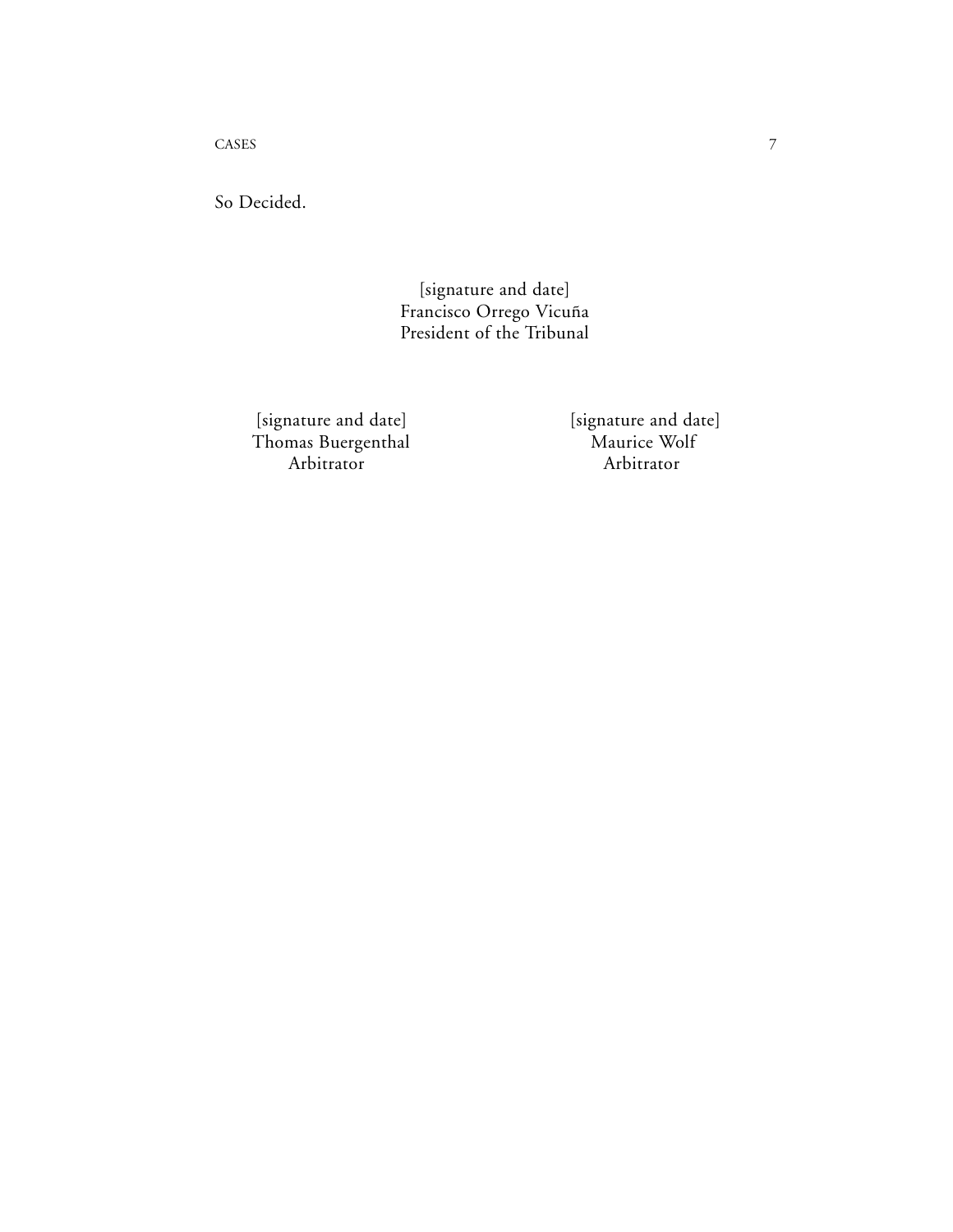So Decided.

[signature and date]
Francisco Orrego Vicuña
President of the Tribunal

[signature and date]
Thomas Buergenthal
Arbitrator

[signature and date]
Maurice Wolf
Arbitrator